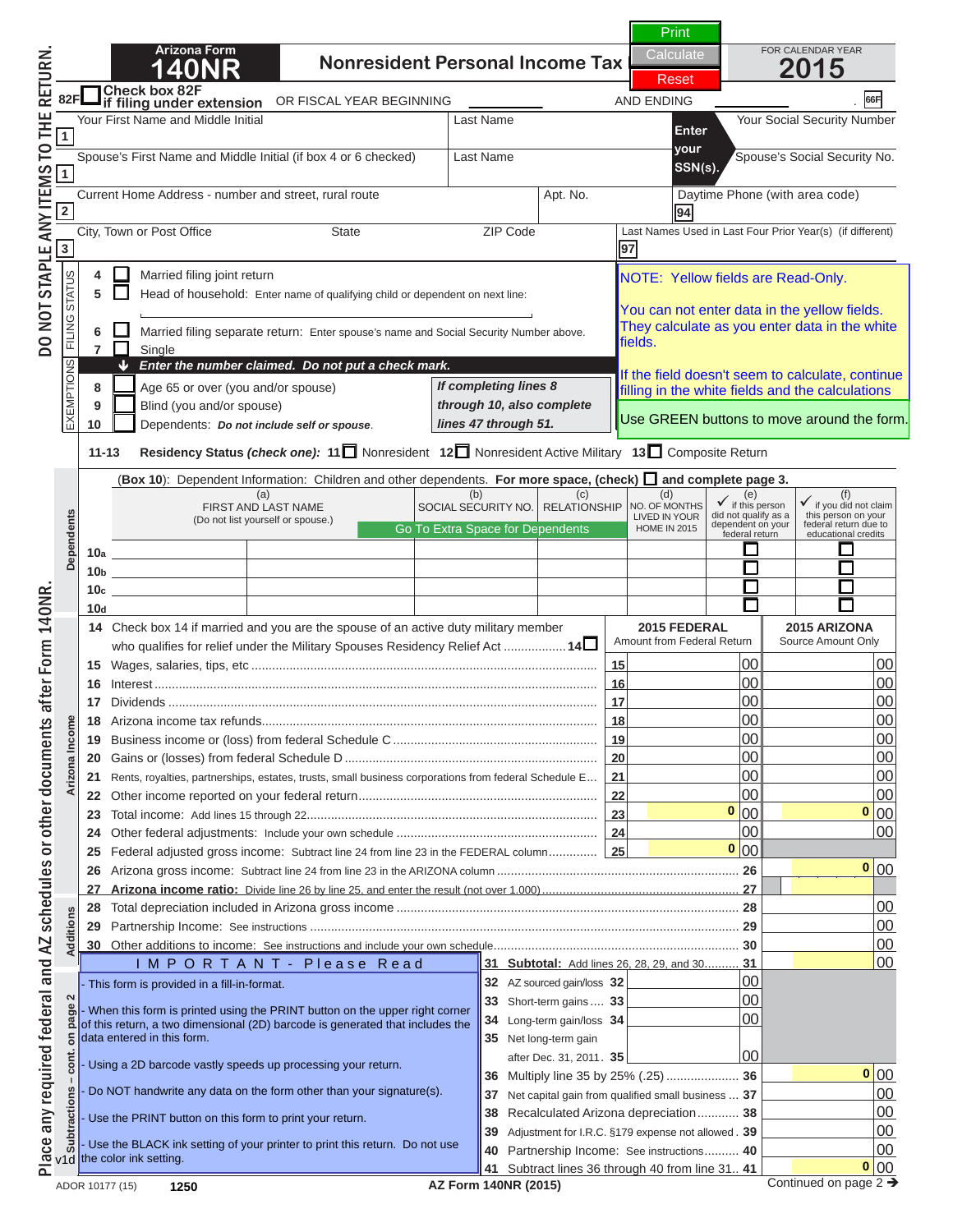DO NOT STAPLE ANY ITEMS TO THE RETURN.

# Arizona Form 140NR

## Nonresident Personal Income Tax

Print | Calculate | Reset

FOR CALENDAR YEAR **2015**

82F ☐ **Check box 82F if filing under extension** OR FISCAL YEAR BEGINNING ________ AND ENDING ________ . 66F

| | | | |
|---|---|---|---|
| 1 | Your First Name and Middle Initial | Last Name | Enter your SSN(s). Your Social Security Number |
| 1 | Spouse's First Name and Middle Initial (if box 4 or 6 checked) | Last Name | Spouse's Social Security No. |
| 2 | Current Home Address - number and street, rural route | Apt. No. | Daytime Phone (with area code) 94 |
| 3 | City, Town or Post Office / State / ZIP Code | | Last Names Used in Last Four Prior Year(s) (if different) 97 |

**FILING STATUS**

4 ☐ Married filing joint return

5 ☐ Head of household: Enter name of qualifying child or dependent on next line:

6 ☐ Married filing separate return: Enter spouse's name and Social Security Number above.

7 ☐ Single

NOTE: Yellow fields are Read-Only.

You can not enter data in the yellow fields. They calculate as you enter data in the white fields.

If the field doesn't seem to calculate, continue filling in the white fields and the calculations

Use GREEN buttons to move around the form.

**EXEMPTIONS** — ***Enter the number claimed. Do not put a check mark.***

8 ☐ Age 65 or over (you and/or spouse)

9 ☐ Blind (you and/or spouse)

10 ☐ Dependents: ***Do not include self or spouse.***

*If completing lines 8 through 10, also complete lines 47 through 51.*

**11-13 Residency Status *(check one)*:** **11**☐ Nonresident **12**☐ Nonresident Active Military **13**☐ Composite Return

**Dependents**

(**Box 10**): Dependent Information: Children and other dependents. **For more space, (check)** ☐ **and complete page 3.**

| | (a) FIRST AND LAST NAME (Do not list yourself or spouse.) | | (b) SOCIAL SECURITY NO. | (c) RELATIONSHIP | (d) NO. OF MONTHS LIVED IN YOUR HOME IN 2015 | (e) ✓ if this person did not qualify as a dependent on your federal return | (f) ✓ if you did not claim this person on your federal return due to educational credits |
|---|---|---|---|---|---|---|---|
| 10a | | | | | | ☐ | ☐ |
| 10b | | | | | | ☐ | ☐ |
| 10c | | | | | | ☐ | ☐ |
| 10d | | | | | | ☐ | ☐ |

Go To Extra Space for Dependents

**Arizona Income**

| | | | 2015 FEDERAL Amount from Federal Return | 2015 ARIZONA Source Amount Only |
|---|---|---|---|---|
| 14 | Check box 14 if married and you are the spouse of an active duty military member who qualifies for relief under the Military Spouses Residency Relief Act ................. **14**☐ | | | |
| 15 | Wages, salaries, tips, etc | 15 | 00 | 00 |
| 16 | Interest | 16 | 00 | 00 |
| 17 | Dividends | 17 | 00 | 00 |
| 18 | Arizona income tax refunds | 18 | 00 | 00 |
| 19 | Business income or (loss) from federal Schedule C | 19 | 00 | 00 |
| 20 | Gains or (losses) from federal Schedule D | 20 | 00 | 00 |
| 21 | Rents, royalties, partnerships, estates, trusts, small business corporations from federal Schedule E | 21 | 00 | 00 |
| 22 | Other income reported on your federal return | 22 | 00 | 00 |
| 23 | Total income: Add lines 15 through 22 | 23 | 0 00 | 0 00 |
| 24 | Other federal adjustments: Include your own schedule | 24 | 00 | 00 |
| 25 | Federal adjusted gross income: Subtract line 24 from line 23 in the FEDERAL column | 25 | 0 00 | |
| 26 | Arizona gross income: Subtract line 24 from line 23 in the ARIZONA column | | 26 | 0 00 |
| 27 | **Arizona income ratio:** Divide line 26 by line 25, and enter the result (not over 1.000) | | 27 | |

**Additions**

| | | | |
|---|---|---|---|
| 28 | Total depreciation included in Arizona gross income | 28 | 00 |
| 29 | Partnership Income: See instructions | 29 | 00 |
| 30 | Other additions to income: See instructions and include your own schedule | 30 | 00 |
| 31 | **Subtotal:** Add lines 26, 28, 29, and 30 | 31 | 00 |

**I M P O R T A N T - Please Read**

- This form is provided in a fill-in-format.
- When this form is printed using the PRINT button on the upper right corner of this return, a two dimensional (2D) barcode is generated that includes the data entered in this form.
- Using a 2D barcode vastly speeds up processing your return.
- Do NOT handwrite any data on the form other than your signature(s).
- Use the PRINT button on this form to print your return.
- Use the BLACK ink setting of your printer to print this return. Do not use the color ink setting.

**Subtractions - cont. on page 2**

| | | | | |
|---|---|---|---|---|
| 32 | AZ sourced gain/loss | 32 | 00 | |
| 33 | Short-term gains | 33 | 00 | |
| 34 | Long-term gain/loss | 34 | 00 | |
| 35 | Net long-term gain after Dec. 31, 2011 | 35 | 00 | |
| 36 | Multiply line 35 by 25% (.25) | 36 | | 0 00 |
| 37 | Net capital gain from qualified small business | 37 | | 00 |
| 38 | Recalculated Arizona depreciation | 38 | | 00 |
| 39 | Adjustment for I.R.C. §179 expense not allowed | 39 | | 00 |
| 40 | Partnership Income: See instructions | 40 | | 00 |
| 41 | Subtract lines 36 through 40 from line 31 | 41 | | 0 00 |

Place any required federal and AZ schedules or other documents after Form 140NR.

v1d ADOR 10177 (15) 1250 AZ Form 140NR (2015) Continued on page 2 ➔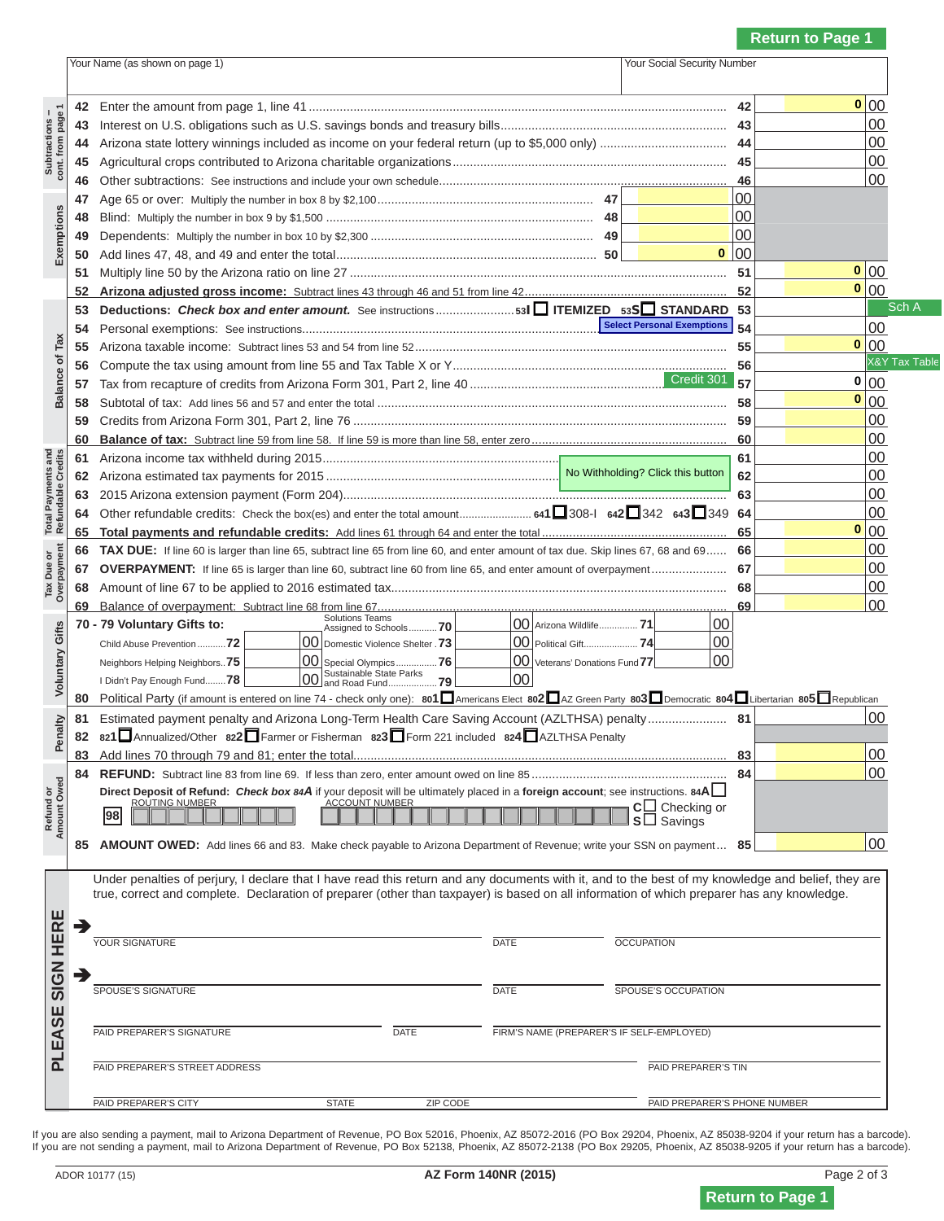Return to Page 1

| Your Name (as shown on page 1) | Your Social Security Number |
|---|---|
| | |

**Subtractions – cont. from page 1**

| Line | Description | Line | Amount |
|---|---|---|---|
| 42 | Enter the amount from page 1, line 41 | 42 | 0 00 |
| 43 | Interest on U.S. obligations such as U.S. savings bonds and treasury bills | 43 | 00 |
| 44 | Arizona state lottery winnings included as income on your federal return (up to $5,000 only) | 44 | 00 |
| 45 | Agricultural crops contributed to Arizona charitable organizations | 45 | 00 |
| 46 | Other subtractions: See instructions and include your own schedule | 46 | 00 |

**Exemptions**

| Line | Description | Line | Amount |
|---|---|---|---|
| 47 | Age 65 or over: Multiply the number in box 8 by $2,100 | 47 | 00 |
| 48 | Blind: Multiply the number in box 9 by $1,500 | 48 | 00 |
| 49 | Dependents: Multiply the number in box 10 by $2,300 | 49 | 00 |
| 50 | Add lines 47, 48, and 49 and enter the total | 50 | 0 00 |
| 51 | Multiply line 50 by the Arizona ratio on line 27 | 51 | 0 00 |
| 52 | **Arizona adjusted gross income:** Subtract lines 43 through 46 and 51 from line 42 | 52 | 0 00 |

**Balance of Tax**

| Line | Description | Line | Amount |
|---|---|---|---|
| 53 | **Deductions:** ***Check box and enter amount.*** See instructions 53I ☐ ITEMIZED 53S ☐ STANDARD | 53 | |
| 54 | Personal exemptions: See instructions | 54 | 00 |
| 55 | Arizona taxable income: Subtract lines 53 and 54 from line 52 | 55 | 0 00 |
| 56 | Compute the tax using amount from line 55 and Tax Table X or Y | 56 | |
| 57 | Tax from recapture of credits from Arizona Form 301, Part 2, line 40 | 57 | 0 00 |
| 58 | Subtotal of tax: Add lines 56 and 57 and enter the total | 58 | 0 00 |
| 59 | Credits from Arizona Form 301, Part 2, line 76 | 59 | 00 |
| 60 | **Balance of tax:** Subtract line 59 from line 58. If line 59 is more than line 58, enter zero | 60 | 00 |

**Total Payments and Refundable Credits**

| Line | Description | Line | Amount |
|---|---|---|---|
| 61 | Arizona income tax withheld during 2015 | 61 | 00 |
| 62 | Arizona estimated tax payments for 2015 | 62 | 00 |
| 63 | 2015 Arizona extension payment (Form 204) | 63 | 00 |
| 64 | Other refundable credits: Check the box(es) and enter the total amount 641 ☐ 308-I 642 ☐ 342 643 ☐ 349 | 64 | 00 |
| 65 | **Total payments and refundable credits:** Add lines 61 through 64 and enter the total | 65 | 0 00 |

**Tax Due or Overpayment**

| Line | Description | Line | Amount |
|---|---|---|---|
| 66 | **TAX DUE:** If line 60 is larger than line 65, subtract line 65 from line 60, and enter amount of tax due. Skip lines 67, 68 and 69 | 66 | 00 |
| 67 | **OVERPAYMENT:** If line 65 is larger than line 60, subtract line 60 from line 65, and enter amount of overpayment | 67 | 00 |
| 68 | Amount of line 67 to be applied to 2016 estimated tax | 68 | 00 |
| 69 | Balance of overpayment: Subtract line 68 from line 67 | 69 | 00 |

**Voluntary Gifts**

**70 - 79 Voluntary Gifts to:**

| Gift | Amount | Gift | Amount | Gift | Amount |
|---|---|---|---|---|---|
| Solutions Teams Assigned to Schools 70 | 00 | Arizona Wildlife 71 | 00 | | |
| Child Abuse Prevention 72 | 00 | Domestic Violence Shelter 73 | 00 | Political Gift 74 | 00 |
| Neighbors Helping Neighbors 75 | 00 | Special Olympics 76 | 00 | Veterans' Donations Fund 77 | 00 |
| I Didn't Pay Enough Fund 78 | 00 | Sustainable State Parks and Road Fund 79 | 00 | | |

80 Political Party (if amount is entered on line 74 - check only one): 801 ☐ Americans Elect 802 ☐ AZ Green Party 803 ☐ Democratic 804 ☐ Libertarian 805 ☐ Republican

**Penalty**

| Line | Description | Line | Amount |
|---|---|---|---|
| 81 | Estimated payment penalty and Arizona Long-Term Health Care Saving Account (AZLTHSA) penalty | 81 | 00 |
| 82 | 821 ☐ Annualized/Other 822 ☐ Farmer or Fisherman 823 ☐ Form 221 included 824 ☐ AZLTHSA Penalty | | |
| 83 | Add lines 70 through 79 and 81; enter the total | 83 | 00 |

**Refund or Amount Owed**

| Line | Description | Line | Amount |
|---|---|---|---|
| 84 | **REFUND:** Subtract line 83 from line 69. If less than zero, enter amount owed on line 85 | 84 | 00 |

**Direct Deposit of Refund:** ***Check box 84A*** if your deposit will be ultimately placed in a **foreign account**; see instructions. 84A ☐

98 ROUTING NUMBER ________ ACCOUNT NUMBER ________ C ☐ Checking or S ☐ Savings

| Line | Description | Line | Amount |
|---|---|---|---|
| 85 | **AMOUNT OWED:** Add lines 66 and 83. Make check payable to Arizona Department of Revenue; write your SSN on payment | 85 | 00 |

**PLEASE SIGN HERE**

Under penalties of perjury, I declare that I have read this return and any documents with it, and to the best of my knowledge and belief, they are true, correct and complete. Declaration of preparer (other than taxpayer) is based on all information of which preparer has any knowledge.

➔ YOUR SIGNATURE ____ DATE ____ OCCUPATION ____

➔ SPOUSE'S SIGNATURE ____ DATE ____ SPOUSE'S OCCUPATION ____

PAID PREPARER'S SIGNATURE ____ DATE ____ FIRM'S NAME (PREPARER'S IF SELF-EMPLOYED) ____

PAID PREPARER'S STREET ADDRESS ____ PAID PREPARER'S TIN ____

PAID PREPARER'S CITY ____ STATE ____ ZIP CODE ____ PAID PREPARER'S PHONE NUMBER ____

If you are also sending a payment, mail to Arizona Department of Revenue, PO Box 52016, Phoenix, AZ 85072-2016 (PO Box 29204, Phoenix, AZ 85038-9204 if your return has a barcode).
If you are not sending a payment, mail to Arizona Department of Revenue, PO Box 52138, Phoenix, AZ 85072-2138 (PO Box 29205, Phoenix, AZ 85038-9205 if your return has a barcode).

ADOR 10177 (15) — AZ Form 140NR (2015)

Return to Page 1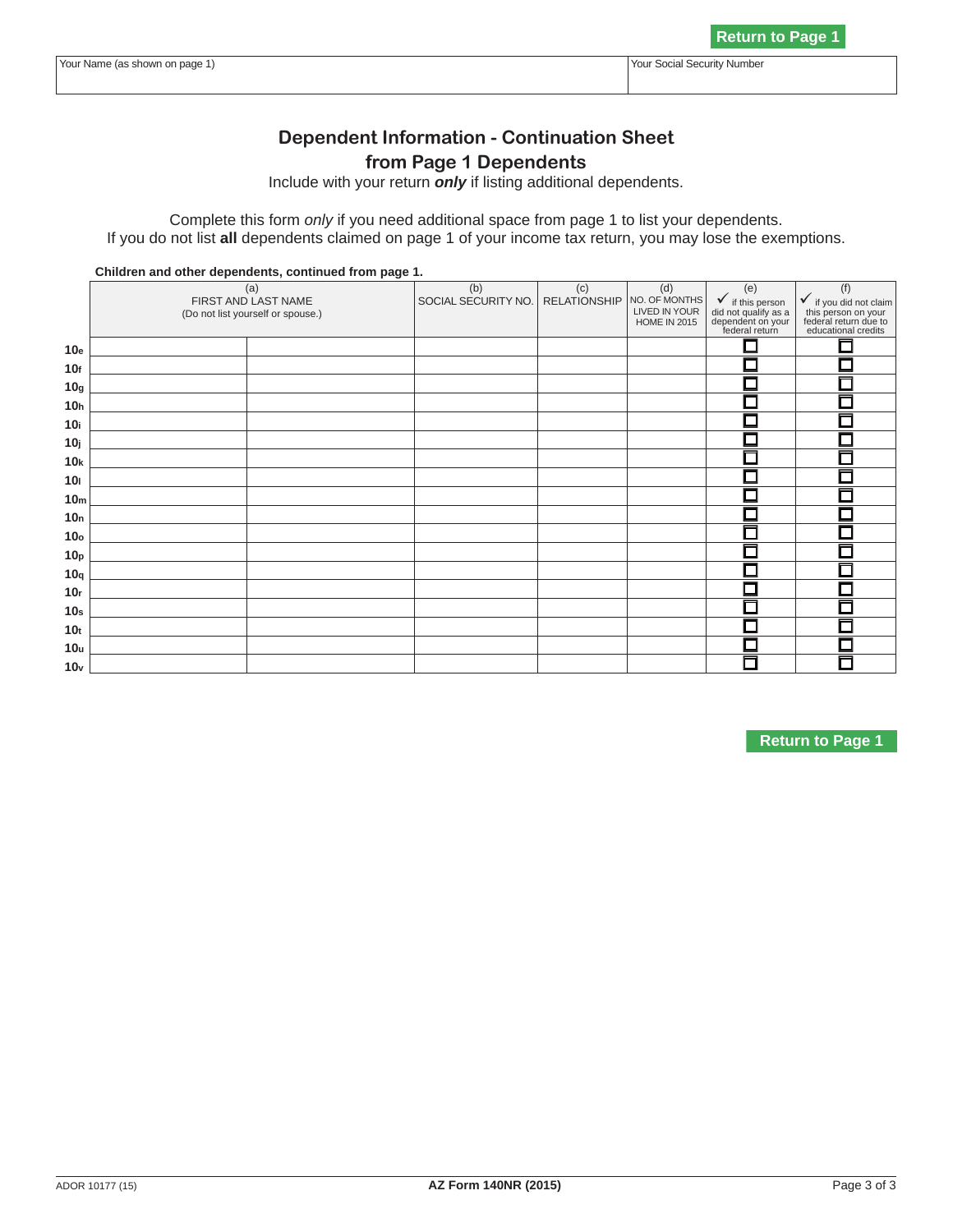Return to Page 1

| Your Name (as shown on page 1) | Your Social Security Number |
| --- | --- |
| | |

## Dependent Information - Continuation Sheet from Page 1 Dependents

Include with your return ***only*** if listing additional dependents.

Complete this form *only* if you need additional space from page 1 to list your dependents.
If you do not list **all** dependents claimed on page 1 of your income tax return, you may lose the exemptions.

**Children and other dependents, continued from page 1.**

| | (a) FIRST AND LAST NAME (Do not list yourself or spouse.) | | (b) SOCIAL SECURITY NO. | (c) RELATIONSHIP | (d) NO. OF MONTHS LIVED IN YOUR HOME IN 2015 | (e) ✓ if this person did not qualify as a dependent on your federal return | (f) ✓ if you did not claim this person on your federal return due to educational credits |
| --- | --- | --- | --- | --- | --- | --- | --- |
| 10e | | | | | | ☐ | ☐ |
| 10f | | | | | | ☐ | ☐ |
| 10g | | | | | | ☐ | ☐ |
| 10h | | | | | | ☐ | ☐ |
| 10i | | | | | | ☐ | ☐ |
| 10j | | | | | | ☐ | ☐ |
| 10k | | | | | | ☐ | ☐ |
| 10l | | | | | | ☐ | ☐ |
| 10m | | | | | | ☐ | ☐ |
| 10n | | | | | | ☐ | ☐ |
| 10o | | | | | | ☐ | ☐ |
| 10p | | | | | | ☐ | ☐ |
| 10q | | | | | | ☐ | ☐ |
| 10r | | | | | | ☐ | ☐ |
| 10s | | | | | | ☐ | ☐ |
| 10t | | | | | | ☐ | ☐ |
| 10u | | | | | | ☐ | ☐ |
| 10v | | | | | | ☐ | ☐ |

Return to Page 1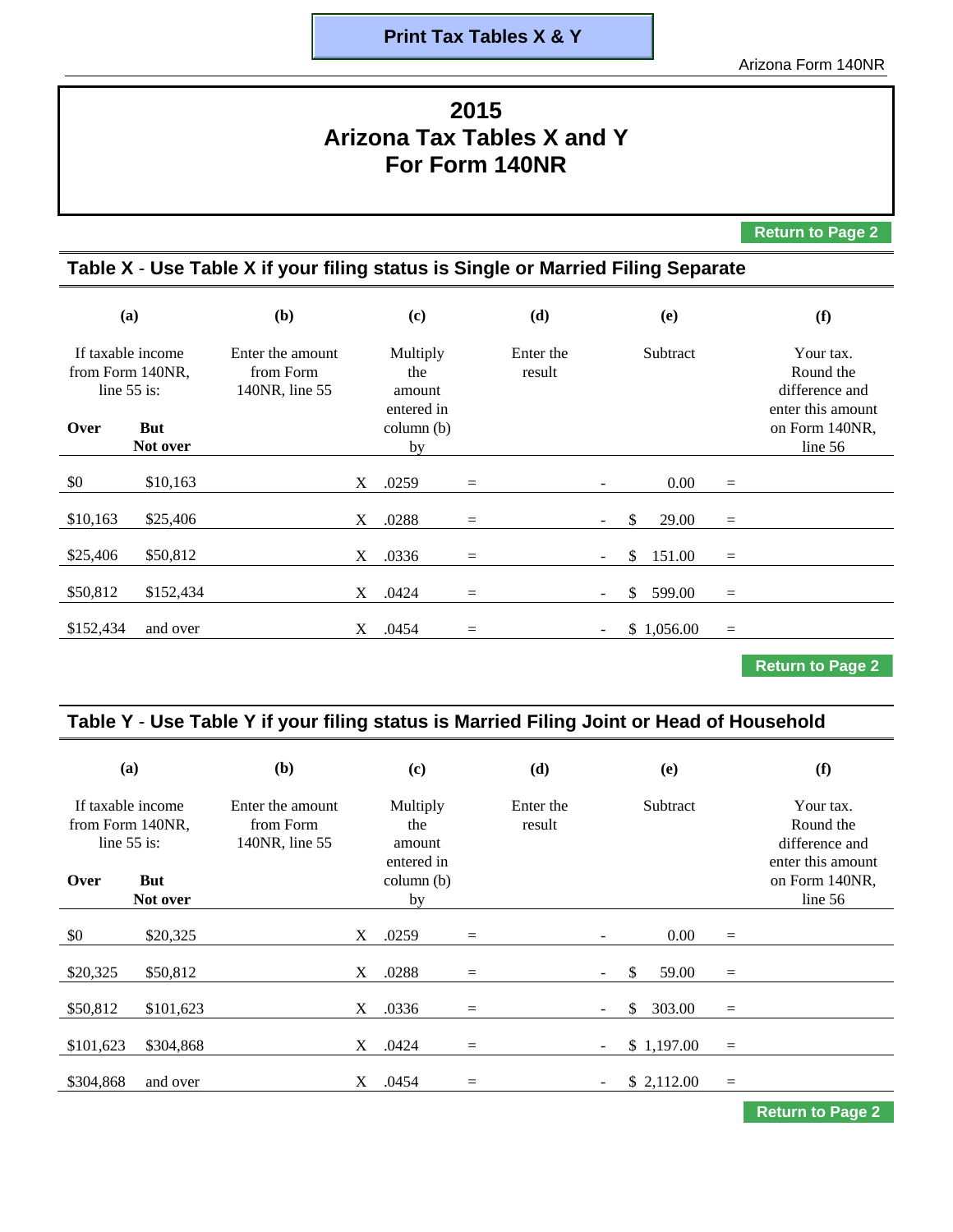Print Tax Tables X & Y

Arizona Form 140NR

# 2015 Arizona Tax Tables X and Y For Form 140NR

Return to Page 2

## Table X - Use Table X if your filing status is Single or Married Filing Separate

| (a) If taxable income from Form 140NR, line 55 is: Over | But Not over | (b) Enter the amount from Form 140NR, line 55 | | (c) Multiply the amount entered in column (b) by | | (d) Enter the result | | (e) Subtract | | (f) Your tax. Round the difference and enter this amount on Form 140NR, line 56 |
|---|---|---|---|---|---|---|---|---|---|---|
| $0 | $10,163 | | X | .0259 | = | | - | 0.00 | = | |
| $10,163 | $25,406 | | X | .0288 | = | | - | $ 29.00 | = | |
| $25,406 | $50,812 | | X | .0336 | = | | - | $ 151.00 | = | |
| $50,812 | $152,434 | | X | .0424 | = | | - | $ 599.00 | = | |
| $152,434 | and over | | X | .0454 | = | | - | $ 1,056.00 | = | |

Return to Page 2

## Table Y - Use Table Y if your filing status is Married Filing Joint or Head of Household

| (a) If taxable income from Form 140NR, line 55 is: Over | But Not over | (b) Enter the amount from Form 140NR, line 55 | | (c) Multiply the amount entered in column (b) by | | (d) Enter the result | | (e) Subtract | | (f) Your tax. Round the difference and enter this amount on Form 140NR, line 56 |
|---|---|---|---|---|---|---|---|---|---|---|
| $0 | $20,325 | | X | .0259 | = | | - | 0.00 | = | |
| $20,325 | $50,812 | | X | .0288 | = | | - | $ 59.00 | = | |
| $50,812 | $101,623 | | X | .0336 | = | | - | $ 303.00 | = | |
| $101,623 | $304,868 | | X | .0424 | = | | - | $ 1,197.00 | = | |
| $304,868 | and over | | X | .0454 | = | | - | $ 2,112.00 | = | |

Return to Page 2